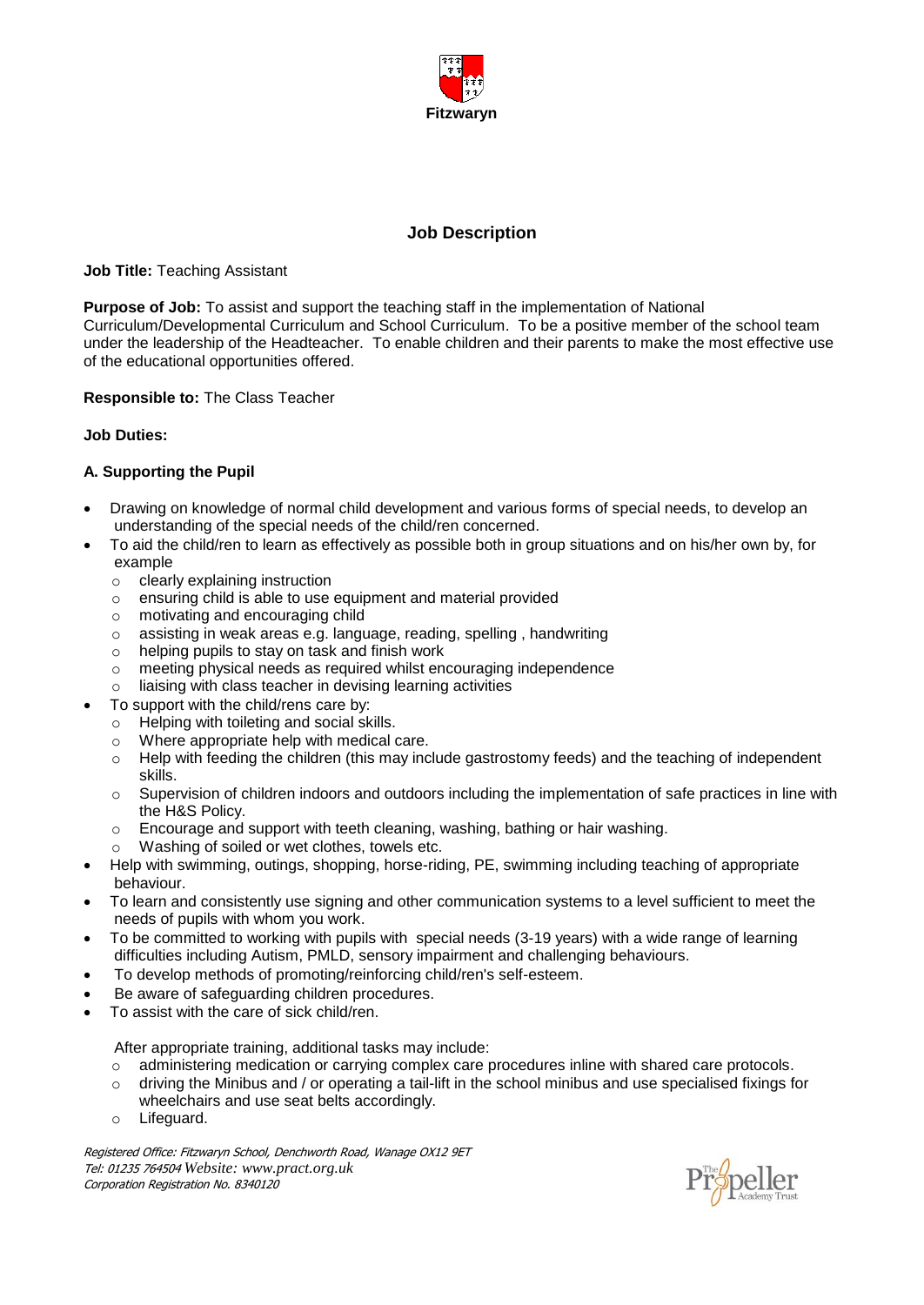Fitzwaryn

## Job Description

**Job Title:** Teaching Assistant

**Purpose of Job:** To assist and support the teaching staff in the implementation of National Curriculum/Developmental Curriculum and School Curriculum. To be a positive member of the school team under the leadership of the Headteacher. To enable children and their parents to make the most effective use of the educational opportunities offered.

**Responsible to:** The Class Teacher

**Job Duties:**

### A. Supporting the Pupil

- Drawing on knowledge of normal child development and various forms of special needs, to develop an understanding of the special needs of the child/ren concerned.
- To aid the child/ren to learn as effectively as possible both in group situations and on his/her own by, for example
  - clearly explaining instruction
  - ensuring child is able to use equipment and material provided
  - motivating and encouraging child
  - assisting in weak areas e.g. language, reading, spelling , handwriting
  - helping pupils to stay on task and finish work
  - meeting physical needs as required whilst encouraging independence
  - liaising with class teacher in devising learning activities
- To support with the child/rens care by:
  - Helping with toileting and social skills.
  - Where appropriate help with medical care.
  - Help with feeding the children (this may include gastrostomy feeds) and the teaching of independent skills.
  - Supervision of children indoors and outdoors including the implementation of safe practices in line with the H&S Policy.
  - Encourage and support with teeth cleaning, washing, bathing or hair washing.
  - Washing of soiled or wet clothes, towels etc.
- Help with swimming, outings, shopping, horse-riding, PE, swimming including teaching of appropriate behaviour.
- To learn and consistently use signing and other communication systems to a level sufficient to meet the needs of pupils with whom you work.
- To be committed to working with pupils with special needs (3-19 years) with a wide range of learning difficulties including Autism, PMLD, sensory impairment and challenging behaviours.
- To develop methods of promoting/reinforcing child/ren's self-esteem.
- Be aware of safeguarding children procedures.
- To assist with the care of sick child/ren.

  After appropriate training, additional tasks may include:
  - administering medication or carrying complex care procedures inline with shared care protocols.
  - driving the Minibus and / or operating a tail-lift in the school minibus and use specialised fixings for wheelchairs and use seat belts accordingly.
  - Lifeguard.

*Registered Office: Fitzwaryn School, Denchworth Road, Wanage OX12 9ET*
*Tel: 01235 764504 Website: www.pract.org.uk*
*Corporation Registration No. 8340120*

The Propeller Academy Trust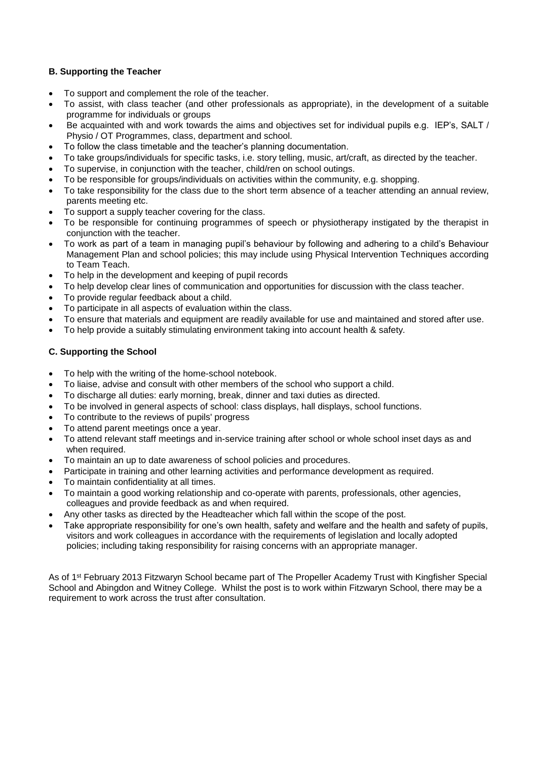**B. Supporting the Teacher**

- To support and complement the role of the teacher.
- To assist, with class teacher (and other professionals as appropriate), in the development of a suitable programme for individuals or groups
- Be acquainted with and work towards the aims and objectives set for individual pupils e.g. IEP's, SALT / Physio / OT Programmes, class, department and school.
- To follow the class timetable and the teacher's planning documentation.
- To take groups/individuals for specific tasks, i.e. story telling, music, art/craft, as directed by the teacher.
- To supervise, in conjunction with the teacher, child/ren on school outings.
- To be responsible for groups/individuals on activities within the community, e.g. shopping.
- To take responsibility for the class due to the short term absence of a teacher attending an annual review, parents meeting etc.
- To support a supply teacher covering for the class.
- To be responsible for continuing programmes of speech or physiotherapy instigated by the therapist in conjunction with the teacher.
- To work as part of a team in managing pupil's behaviour by following and adhering to a child's Behaviour Management Plan and school policies; this may include using Physical Intervention Techniques according to Team Teach.
- To help in the development and keeping of pupil records
- To help develop clear lines of communication and opportunities for discussion with the class teacher.
- To provide regular feedback about a child.
- To participate in all aspects of evaluation within the class.
- To ensure that materials and equipment are readily available for use and maintained and stored after use.
- To help provide a suitably stimulating environment taking into account health & safety.

**C. Supporting the School**

- To help with the writing of the home-school notebook.
- To liaise, advise and consult with other members of the school who support a child.
- To discharge all duties: early morning, break, dinner and taxi duties as directed.
- To be involved in general aspects of school: class displays, hall displays, school functions.
- To contribute to the reviews of pupils' progress
- To attend parent meetings once a year.
- To attend relevant staff meetings and in-service training after school or whole school inset days as and when required.
- To maintain an up to date awareness of school policies and procedures.
- Participate in training and other learning activities and performance development as required.
- To maintain confidentiality at all times.
- To maintain a good working relationship and co-operate with parents, professionals, other agencies, colleagues and provide feedback as and when required.
- Any other tasks as directed by the Headteacher which fall within the scope of the post.
- Take appropriate responsibility for one's own health, safety and welfare and the health and safety of pupils, visitors and work colleagues in accordance with the requirements of legislation and locally adopted policies; including taking responsibility for raising concerns with an appropriate manager.

As of 1st February 2013 Fitzwaryn School became part of The Propeller Academy Trust with Kingfisher Special School and Abingdon and Witney College. Whilst the post is to work within Fitzwaryn School, there may be a requirement to work across the trust after consultation.